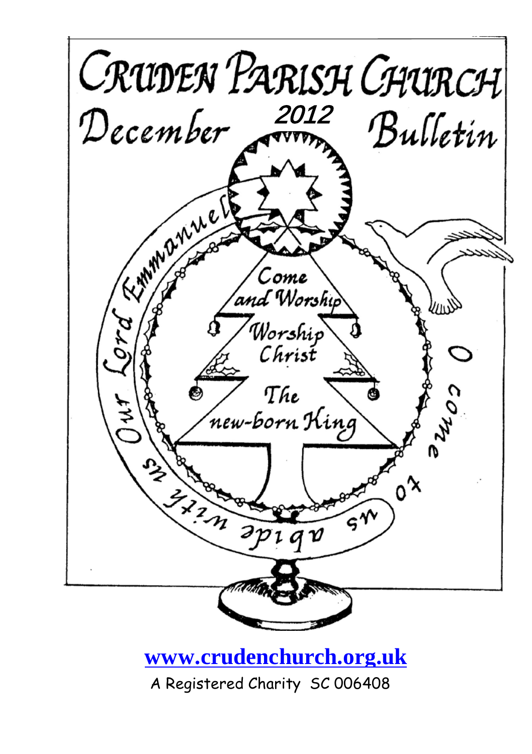# Cruden Parish Church

## December 2012 Bulletin

Come and Worship

Worship Christ

The new-born King

Our Lord Emmanuel

O come to us abide with us

[www.crudenchurch.org.uk](http://www.crudenchurch.org.uk)

A Registered Charity SC 006408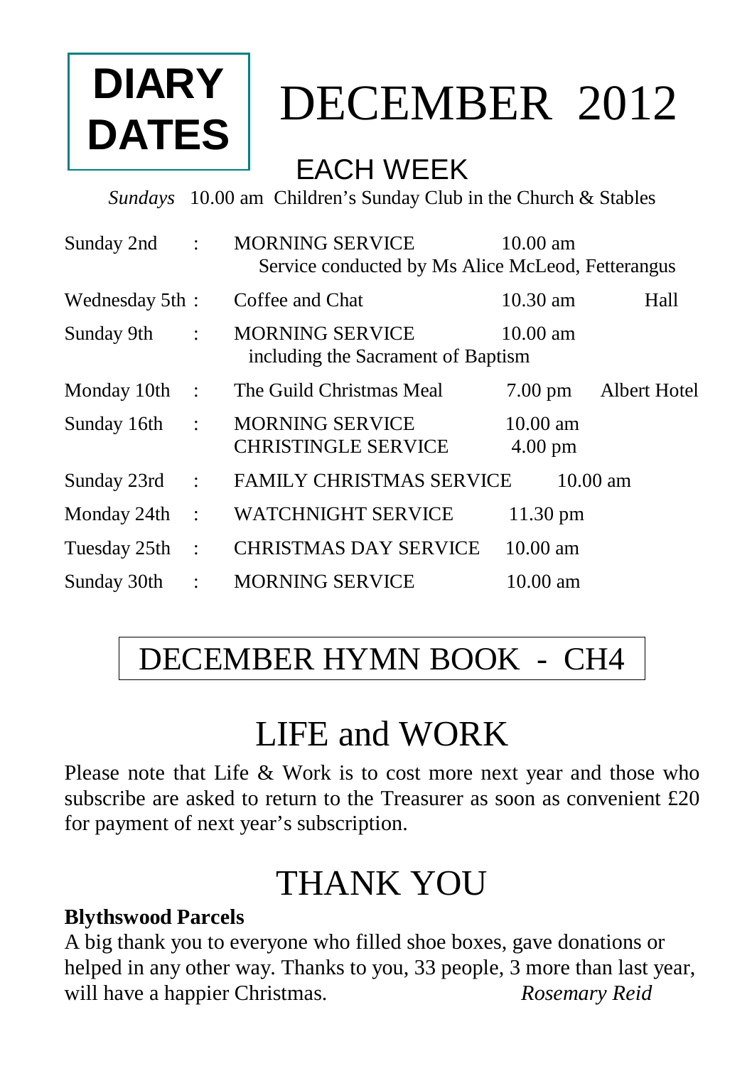# DIARY DATES

# DECEMBER 2012

## EACH WEEK

*Sundays* 10.00 am Children's Sunday Club in the Church & Stables

| Day | | Event | Time | Venue |
|---|---|---|---|---|
| Sunday 2nd | : | MORNING SERVICE<br>Service conducted by Ms Alice McLeod, Fetterangus | 10.00 am | |
| Wednesday 5th | : | Coffee and Chat | 10.30 am | Hall |
| Sunday 9th | : | MORNING SERVICE<br>including the Sacrament of Baptism | 10.00 am | |
| Monday 10th | : | The Guild Christmas Meal | 7.00 pm | Albert Hotel |
| Sunday 16th | : | MORNING SERVICE<br>CHRISTINGLE SERVICE | 10.00 am<br>4.00 pm | |
| Sunday 23rd | : | FAMILY CHRISTMAS SERVICE | 10.00 am | |
| Monday 24th | : | WATCHNIGHT SERVICE | 11.30 pm | |
| Tuesday 25th | : | CHRISTMAS DAY SERVICE | 10.00 am | |
| Sunday 30th | : | MORNING SERVICE | 10.00 am | |

## DECEMBER HYMN BOOK - CH4

# LIFE and WORK

Please note that Life & Work is to cost more next year and those who subscribe are asked to return to the Treasurer as soon as convenient £20 for payment of next year's subscription.

# THANK YOU

**Blythswood Parcels**

A big thank you to everyone who filled shoe boxes, gave donations or helped in any other way. Thanks to you, 33 people, 3 more than last year, will have a happier Christmas. *Rosemary Reid*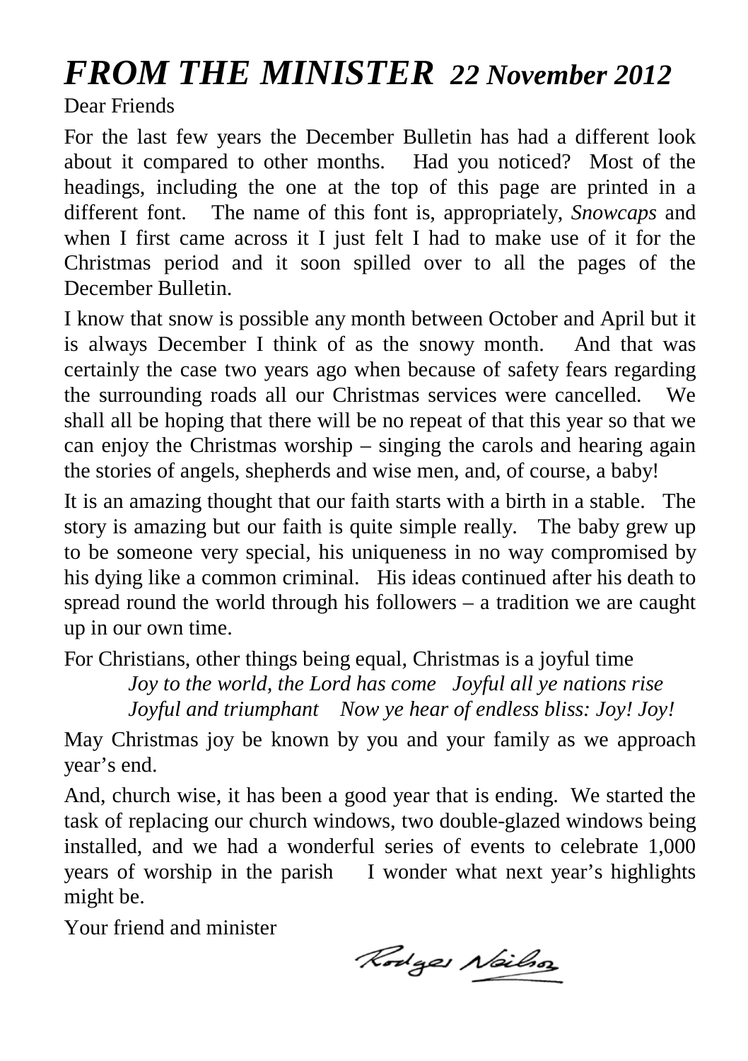# *FROM THE MINISTER* *22 November 2012*

Dear Friends

For the last few years the December Bulletin has had a different look about it compared to other months. Had you noticed? Most of the headings, including the one at the top of this page are printed in a different font. The name of this font is, appropriately, *Snowcaps* and when I first came across it I just felt I had to make use of it for the Christmas period and it soon spilled over to all the pages of the December Bulletin.

I know that snow is possible any month between October and April but it is always December I think of as the snowy month. And that was certainly the case two years ago when because of safety fears regarding the surrounding roads all our Christmas services were cancelled. We shall all be hoping that there will be no repeat of that this year so that we can enjoy the Christmas worship – singing the carols and hearing again the stories of angels, shepherds and wise men, and, of course, a baby!

It is an amazing thought that our faith starts with a birth in a stable. The story is amazing but our faith is quite simple really. The baby grew up to be someone very special, his uniqueness in no way compromised by his dying like a common criminal. His ideas continued after his death to spread round the world through his followers – a tradition we are caught up in our own time.

For Christians, other things being equal, Christmas is a joyful time

> *Joy to the world, the Lord has come   Joyful all ye nations rise*
> *Joyful and triumphant   Now ye hear of endless bliss: Joy! Joy!*

May Christmas joy be known by you and your family as we approach year's end.

And, church wise, it has been a good year that is ending. We started the task of replacing our church windows, two double-glazed windows being installed, and we had a wonderful series of events to celebrate 1,000 years of worship in the parish I wonder what next year's highlights might be.

Your friend and minister

Rodger Nailsea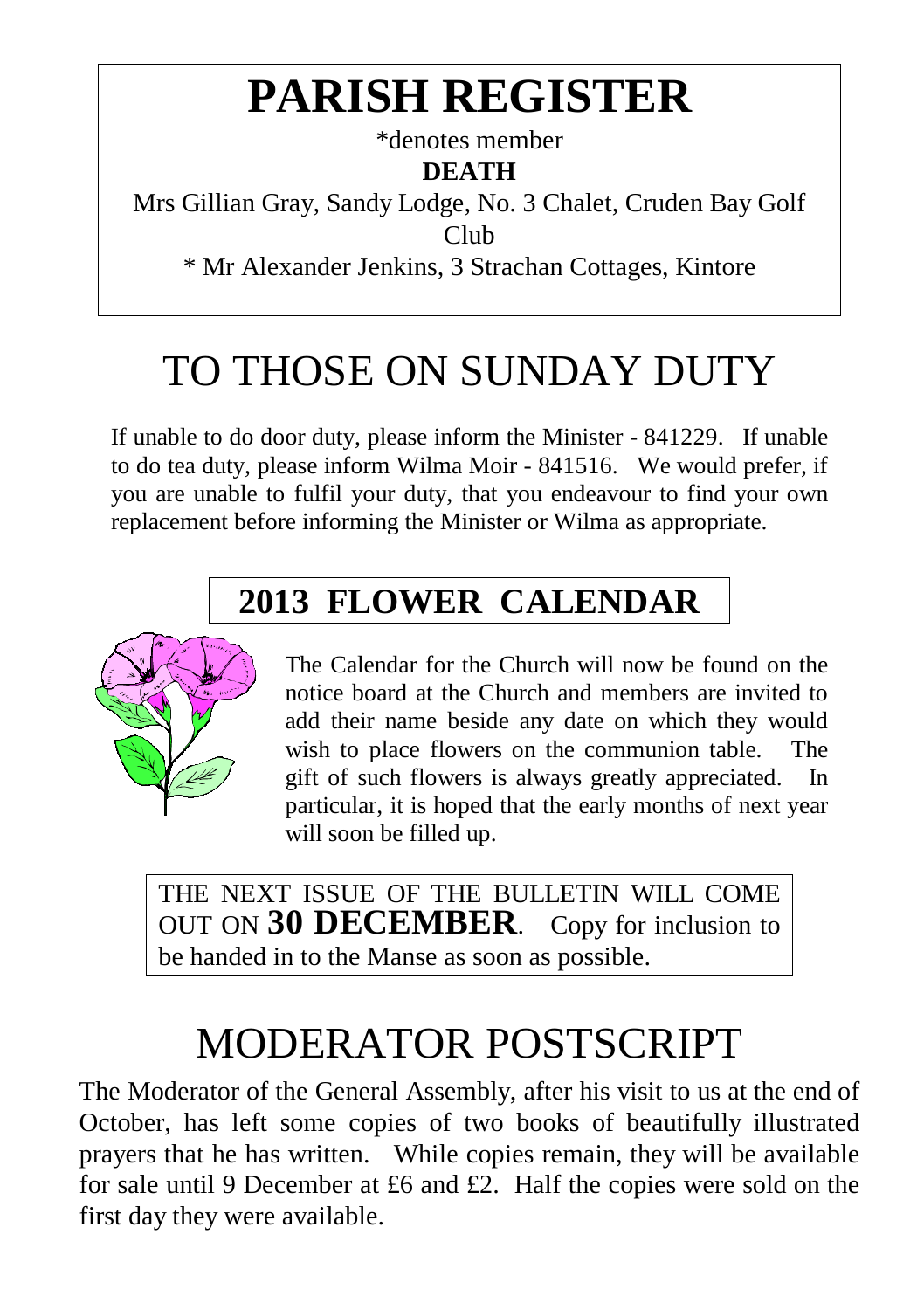# PARISH REGISTER

*denotes member

**DEATH**

Mrs Gillian Gray, Sandy Lodge, No. 3 Chalet, Cruden Bay Golf Club

* Mr Alexander Jenkins, 3 Strachan Cottages, Kintore

# TO THOSE ON SUNDAY DUTY

If unable to do door duty, please inform the Minister - 841229. If unable to do tea duty, please inform Wilma Moir - 841516. We would prefer, if you are unable to fulfil your duty, that you endeavour to find your own replacement before informing the Minister or Wilma as appropriate.

## 2013 FLOWER CALENDAR

The Calendar for the Church will now be found on the notice board at the Church and members are invited to add their name beside any date on which they would wish to place flowers on the communion table. The gift of such flowers is always greatly appreciated. In particular, it is hoped that the early months of next year will soon be filled up.

THE NEXT ISSUE OF THE BULLETIN WILL COME OUT ON **30 DECEMBER**. Copy for inclusion to be handed in to the Manse as soon as possible.

# MODERATOR POSTSCRIPT

The Moderator of the General Assembly, after his visit to us at the end of October, has left some copies of two books of beautifully illustrated prayers that he has written. While copies remain, they will be available for sale until 9 December at £6 and £2. Half the copies were sold on the first day they were available.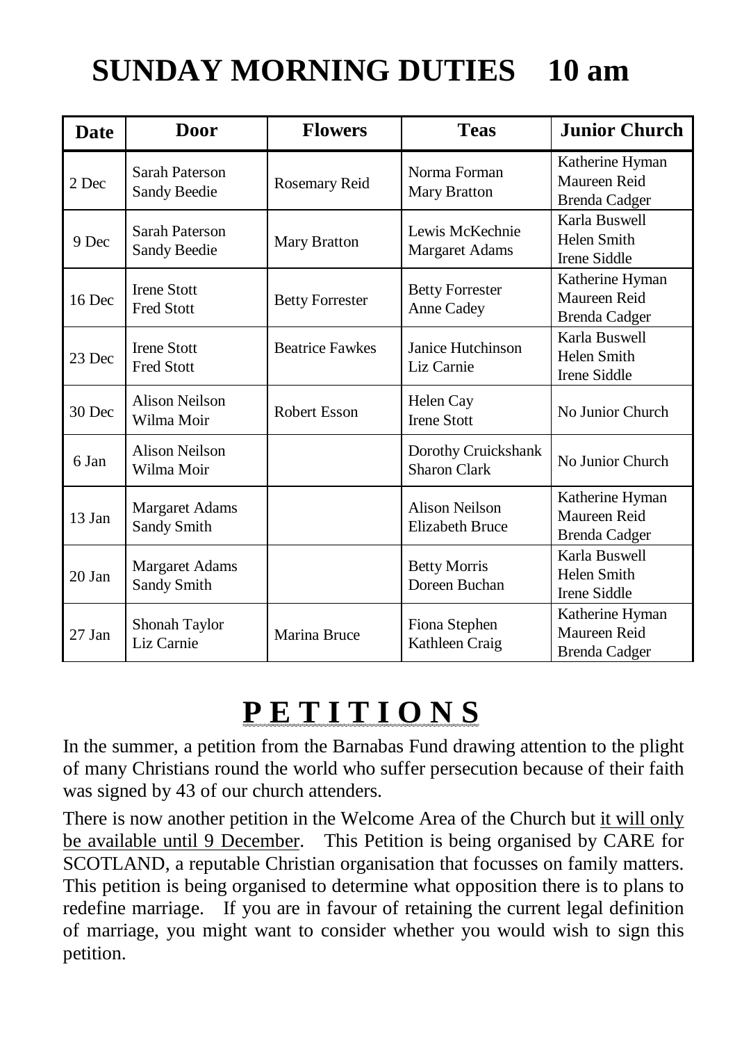# SUNDAY MORNING DUTIES 10 am

| Date | Door | Flowers | Teas | Junior Church |
|---|---|---|---|---|
| 2 Dec | Sarah Paterson<br>Sandy Beedie | Rosemary Reid | Norma Forman<br>Mary Bratton | Katherine Hyman<br>Maureen Reid<br>Brenda Cadger |
| 9 Dec | Sarah Paterson<br>Sandy Beedie | Mary Bratton | Lewis McKechnie<br>Margaret Adams | Karla Buswell<br>Helen Smith<br>Irene Siddle |
| 16 Dec | Irene Stott<br>Fred Stott | Betty Forrester | Betty Forrester<br>Anne Cadey | Katherine Hyman<br>Maureen Reid<br>Brenda Cadger |
| 23 Dec | Irene Stott<br>Fred Stott | Beatrice Fawkes | Janice Hutchinson<br>Liz Carnie | Karla Buswell<br>Helen Smith<br>Irene Siddle |
| 30 Dec | Alison Neilson<br>Wilma Moir | Robert Esson | Helen Cay<br>Irene Stott | No Junior Church |
| 6 Jan | Alison Neilson<br>Wilma Moir | | Dorothy Cruickshank<br>Sharon Clark | No Junior Church |
| 13 Jan | Margaret Adams<br>Sandy Smith | | Alison Neilson<br>Elizabeth Bruce | Katherine Hyman<br>Maureen Reid<br>Brenda Cadger |
| 20 Jan | Margaret Adams<br>Sandy Smith | | Betty Morris<br>Doreen Buchan | Karla Buswell<br>Helen Smith<br>Irene Siddle |
| 27 Jan | Shonah Taylor<br>Liz Carnie | Marina Bruce | Fiona Stephen<br>Kathleen Craig | Katherine Hyman<br>Maureen Reid<br>Brenda Cadger |

# PETITIONS

In the summer, a petition from the Barnabas Fund drawing attention to the plight of many Christians round the world who suffer persecution because of their faith was signed by 43 of our church attenders.

There is now another petition in the Welcome Area of the Church but it will only be available until 9 December. This Petition is being organised by CARE for SCOTLAND, a reputable Christian organisation that focusses on family matters. This petition is being organised to determine what opposition there is to plans to redefine marriage. If you are in favour of retaining the current legal definition of marriage, you might want to consider whether you would wish to sign this petition.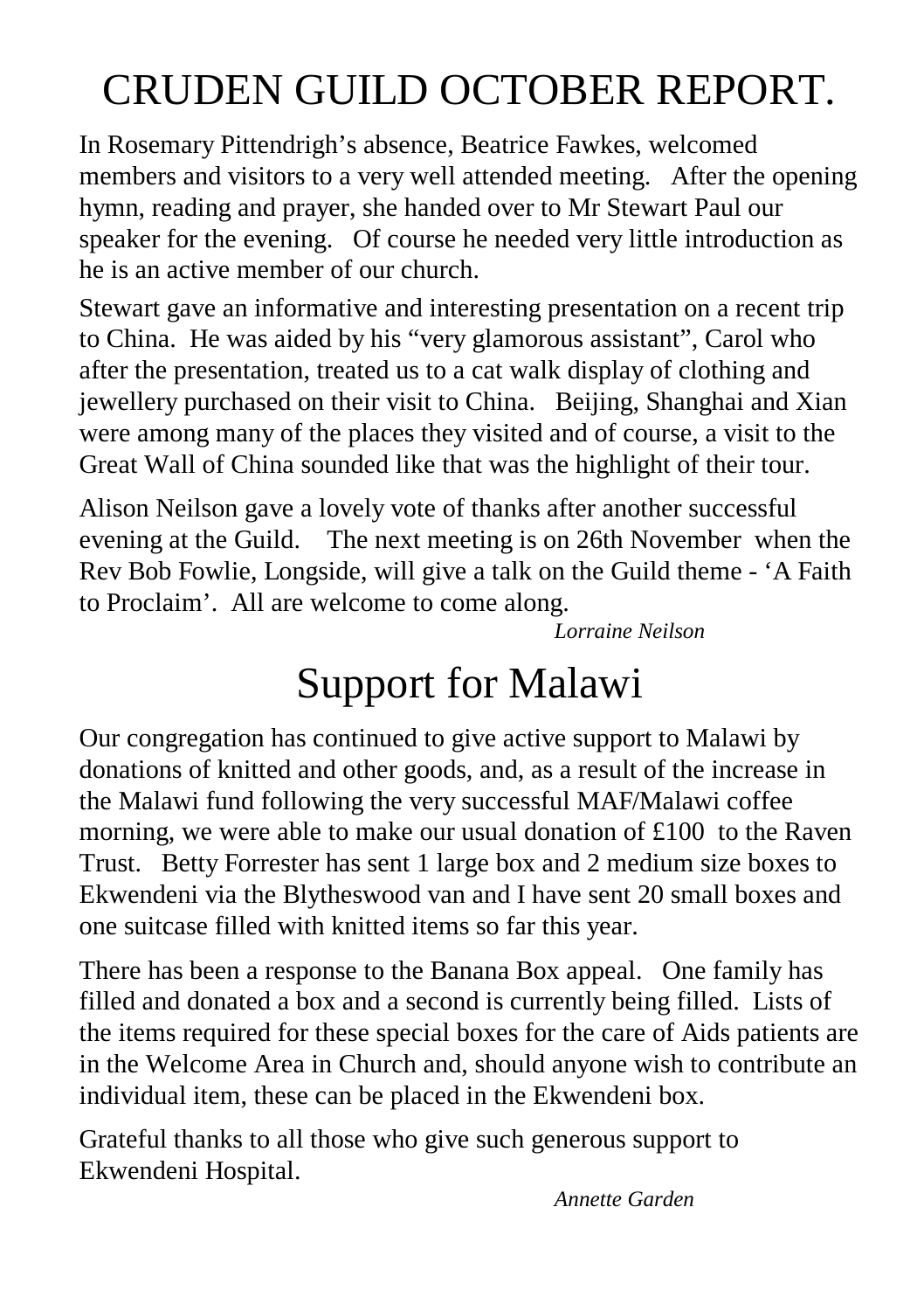// Document 9dff0a756c27, page 6 of 11: a Cruden Guild report and a Malawi support notice.
# CRUDEN GUILD OCTOBER REPORT.

In Rosemary Pittendrigh's absence, Beatrice Fawkes, welcomed members and visitors to a very well attended meeting. After the opening hymn, reading and prayer, she handed over to Mr Stewart Paul our speaker for the evening. Of course he needed very little introduction as he is an active member of our church.

Stewart gave an informative and interesting presentation on a recent trip to China. He was aided by his "very glamorous assistant", Carol who after the presentation, treated us to a cat walk display of clothing and jewellery purchased on their visit to China. Beijing, Shanghai and Xian were among many of the places they visited and of course, a visit to the Great Wall of China sounded like that was the highlight of their tour.

Alison Neilson gave a lovely vote of thanks after another successful evening at the Guild. The next meeting is on 26th November when the Rev Bob Fowlie, Longside, will give a talk on the Guild theme - 'A Faith to Proclaim'. All are welcome to come along.

*Lorraine Neilson*

# Support for Malawi

Our congregation has continued to give active support to Malawi by donations of knitted and other goods, and, as a result of the increase in the Malawi fund following the very successful MAF/Malawi coffee morning, we were able to make our usual donation of £100 to the Raven Trust. Betty Forrester has sent 1 large box and 2 medium size boxes to Ekwendeni via the Blytheswood van and I have sent 20 small boxes and one suitcase filled with knitted items so far this year.

There has been a response to the Banana Box appeal. One family has filled and donated a box and a second is currently being filled. Lists of the items required for these special boxes for the care of Aids patients are in the Welcome Area in Church and, should anyone wish to contribute an individual item, these can be placed in the Ekwendeni box.

Grateful thanks to all those who give such generous support to Ekwendeni Hospital.

*Annette Garden*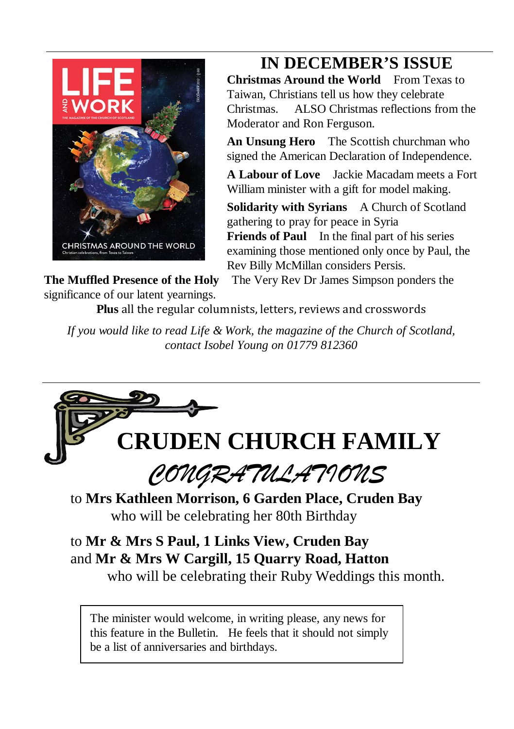## IN DECEMBER'S ISSUE

**Christmas Around the World** From Texas to Taiwan, Christians tell us how they celebrate Christmas. ALSO Christmas reflections from the Moderator and Ron Ferguson.

**An Unsung Hero** The Scottish churchman who signed the American Declaration of Independence.

**A Labour of Love** Jackie Macadam meets a Fort William minister with a gift for model making.

**Solidarity with Syrians** A Church of Scotland gathering to pray for peace in Syria

**Friends of Paul** In the final part of his series examining those mentioned only once by Paul, the Rev Billy McMillan considers Persis.

**The Muffled Presence of the Holy** The Very Rev Dr James Simpson ponders the significance of our latent yearnings.

**Plus** all the regular columnists, letters, reviews and crosswords

*If you would like to read Life & Work, the magazine of the Church of Scotland, contact Isobel Young on 01779 812360*

---

# CRUDEN CHURCH FAMILY

## CONGRATULATIONS

to **Mrs Kathleen Morrison, 6 Garden Place, Cruden Bay** who will be celebrating her 80th Birthday

to **Mr & Mrs S Paul, 1 Links View, Cruden Bay** and **Mr & Mrs W Cargill, 15 Quarry Road, Hatton** who will be celebrating their Ruby Weddings this month.

The minister would welcome, in writing please, any news for this feature in the Bulletin. He feels that it should not simply be a list of anniversaries and birthdays.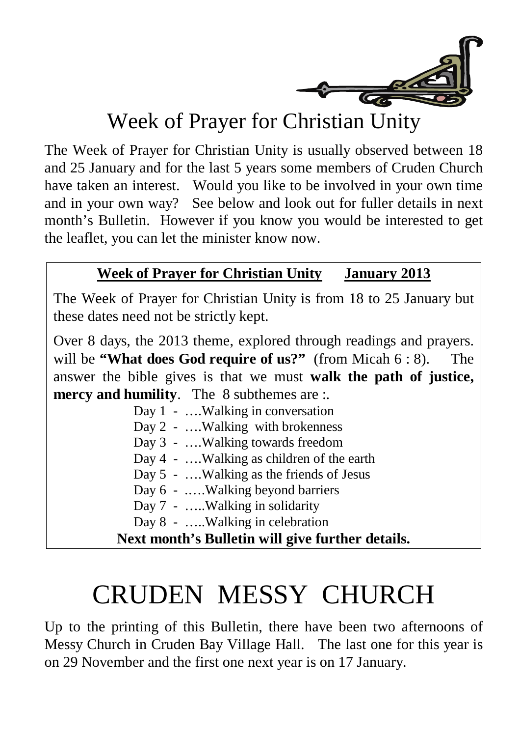# Week of Prayer for Christian Unity

The Week of Prayer for Christian Unity is usually observed between 18 and 25 January and for the last 5 years some members of Cruden Church have taken an interest. Would you like to be involved in your own time and in your own way? See below and look out for fuller details in next month's Bulletin. However if you know you would be interested to get the leaflet, you can let the minister know now.

**Week of Prayer for Christian Unity     January 2013**

The Week of Prayer for Christian Unity is from 18 to 25 January but these dates need not be strictly kept.

Over 8 days, the 2013 theme, explored through readings and prayers. will be **"What does God require of us?"** (from Micah 6 : 8). The answer the bible gives is that we must **walk the path of justice, mercy and humility**. The 8 subthemes are :.

Day 1 - ….Walking in conversation
Day 2 - ….Walking with brokenness
Day 3 - ….Walking towards freedom
Day 4 - ….Walking as children of the earth
Day 5 - ….Walking as the friends of Jesus
Day 6 - ..…Walking beyond barriers
Day 7 - …..Walking in solidarity
Day 8 - …..Walking in celebration

**Next month's Bulletin will give further details.**

# CRUDEN MESSY CHURCH

Up to the printing of this Bulletin, there have been two afternoons of Messy Church in Cruden Bay Village Hall. The last one for this year is on 29 November and the first one next year is on 17 January.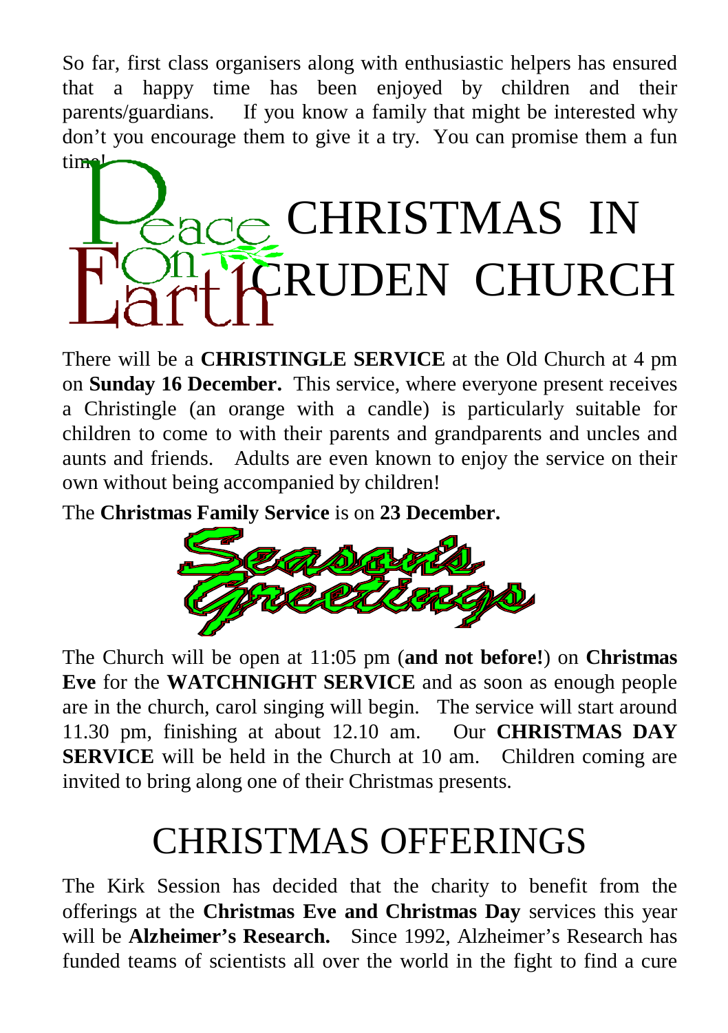So far, first class organisers along with enthusiastic helpers has ensured that a happy time has been enjoyed by children and their parents/guardians. If you know a family that might be interested why don't you encourage them to give it a try. You can promise them a fun time!

Peace On Earth

# CHRISTMAS IN CRUDEN CHURCH

There will be a **CHRISTINGLE SERVICE** at the Old Church at 4 pm on **Sunday 16 December.** This service, where everyone present receives a Christingle (an orange with a candle) is particularly suitable for children to come to with their parents and grandparents and uncles and aunts and friends. Adults are even known to enjoy the service on their own without being accompanied by children!

The **Christmas Family Service** is on **23 December.**

Season's Greetings

The Church will be open at 11:05 pm (**and not before!**) on **Christmas Eve** for the **WATCHNIGHT SERVICE** and as soon as enough people are in the church, carol singing will begin. The service will start around 11.30 pm, finishing at about 12.10 am. Our **CHRISTMAS DAY SERVICE** will be held in the Church at 10 am. Children coming are invited to bring along one of their Christmas presents.

# CHRISTMAS OFFERINGS

The Kirk Session has decided that the charity to benefit from the offerings at the **Christmas Eve and Christmas Day** services this year will be **Alzheimer's Research.** Since 1992, Alzheimer's Research has funded teams of scientists all over the world in the fight to find a cure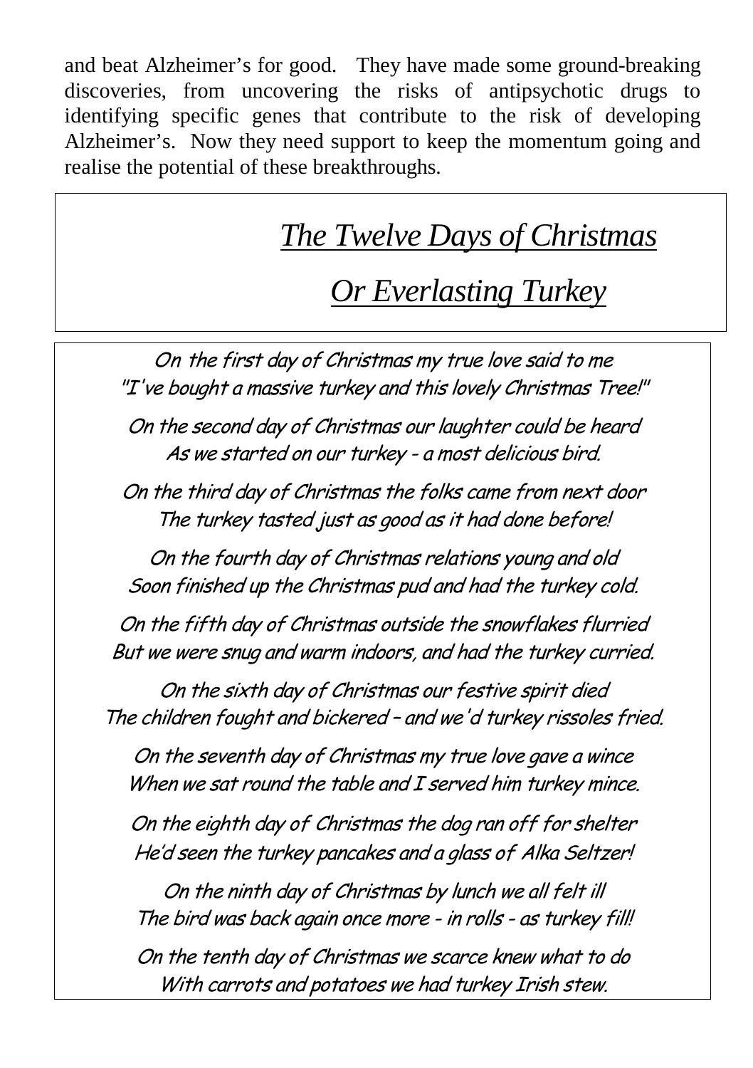and beat Alzheimer's for good. They have made some ground-breaking discoveries, from uncovering the risks of antipsychotic drugs to identifying specific genes that contribute to the risk of developing Alzheimer's. Now they need support to keep the momentum going and realise the potential of these breakthroughs.

# *The Twelve Days of Christmas*

## *Or Everlasting Turkey*

*On the first day of Christmas my true love said to me*
*"I've bought a massive turkey and this lovely Christmas Tree!"*

*On the second day of Christmas our laughter could be heard*
*As we started on our turkey - a most delicious bird.*

*On the third day of Christmas the folks came from next door*
*The turkey tasted just as good as it had done before!*

*On the fourth day of Christmas relations young and old*
*Soon finished up the Christmas pud and had the turkey cold.*

*On the fifth day of Christmas outside the snowflakes flurried*
*But we were snug and warm indoors, and had the turkey curried.*

*On the sixth day of Christmas our festive spirit died*
*The children fought and bickered – and we'd turkey rissoles fried.*

*On the seventh day of Christmas my true love gave a wince*
*When we sat round the table and I served him turkey mince.*

*On the eighth day of Christmas the dog ran off for shelter*
*He'd seen the turkey pancakes and a glass of Alka Seltzer!*

*On the ninth day of Christmas by lunch we all felt ill*
*The bird was back again once more - in rolls - as turkey fill!*

*On the tenth day of Christmas we scarce knew what to do*
*With carrots and potatoes we had turkey Irish stew.*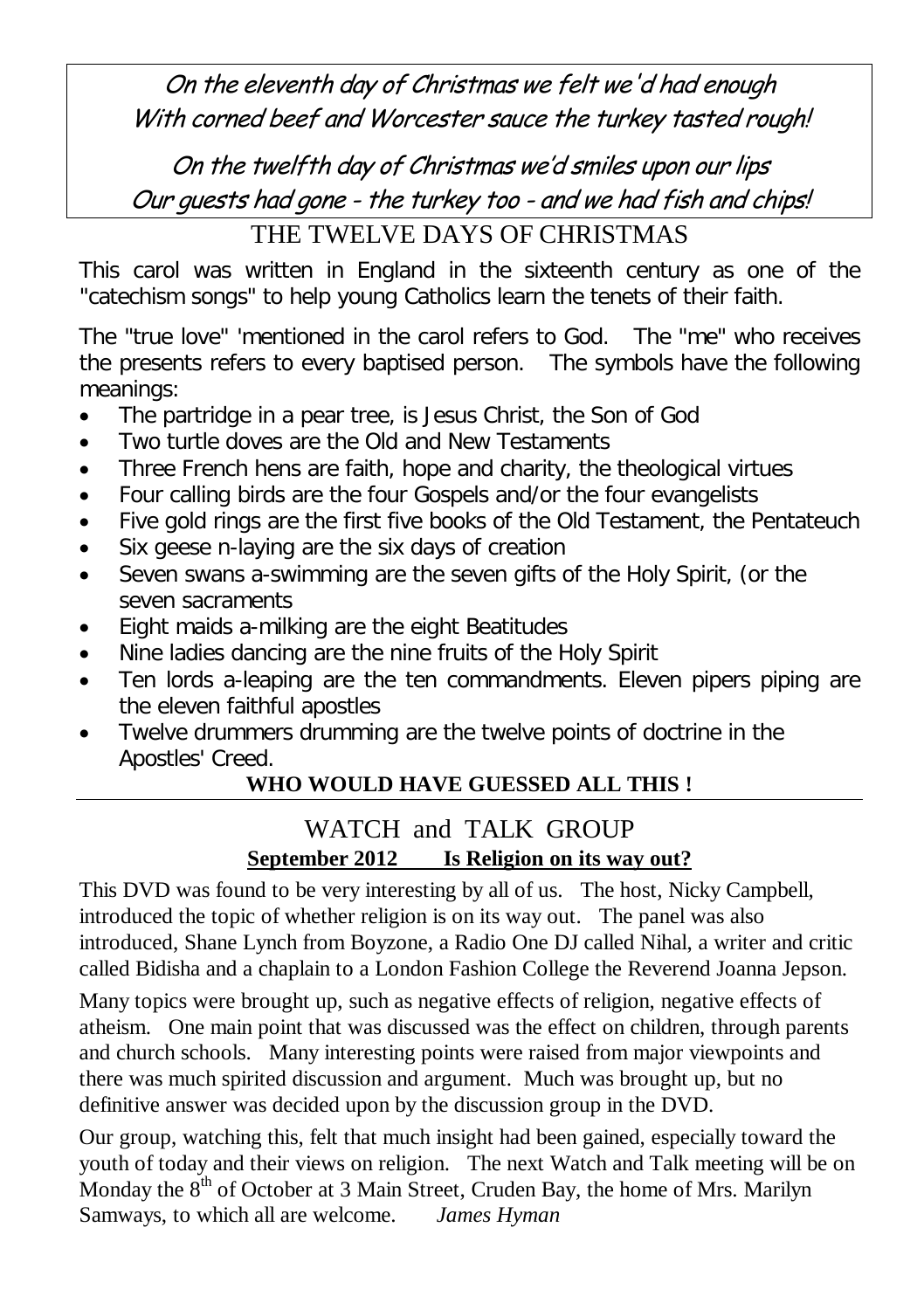*On the eleventh day of Christmas we felt we'd had enough*
*With corned beef and Worcester sauce the turkey tasted rough!*

*On the twelfth day of Christmas we'd smiles upon our lips*
*Our guests had gone - the turkey too - and we had fish and chips!*

## THE TWELVE DAYS OF CHRISTMAS

This carol was written in England in the sixteenth century as one of the "catechism songs" to help young Catholics learn the tenets of their faith.

The "true love" 'mentioned in the carol refers to God. The "me" who receives the presents refers to every baptised person. The symbols have the following meanings:

- The partridge in a pear tree, is Jesus Christ, the Son of God
- Two turtle doves are the Old and New Testaments
- Three French hens are faith, hope and charity, the theological virtues
- Four calling birds are the four Gospels and/or the four evangelists
- Five gold rings are the first five books of the Old Testament, the Pentateuch
- Six geese n-laying are the six days of creation
- Seven swans a-swimming are the seven gifts of the Holy Spirit, (or the seven sacraments
- Eight maids a-milking are the eight Beatitudes
- Nine ladies dancing are the nine fruits of the Holy Spirit
- Ten lords a-leaping are the ten commandments. Eleven pipers piping are the eleven faithful apostles
- Twelve drummers drumming are the twelve points of doctrine in the Apostles' Creed.

**WHO WOULD HAVE GUESSED ALL THIS !**

## WATCH and TALK GROUP

**September 2012 Is Religion on its way out?**

This DVD was found to be very interesting by all of us. The host, Nicky Campbell, introduced the topic of whether religion is on its way out. The panel was also introduced, Shane Lynch from Boyzone, a Radio One DJ called Nihal, a writer and critic called Bidisha and a chaplain to a London Fashion College the Reverend Joanna Jepson.

Many topics were brought up, such as negative effects of religion, negative effects of atheism. One main point that was discussed was the effect on children, through parents and church schools. Many interesting points were raised from major viewpoints and there was much spirited discussion and argument. Much was brought up, but no definitive answer was decided upon by the discussion group in the DVD.

Our group, watching this, felt that much insight had been gained, especially toward the youth of today and their views on religion. The next Watch and Talk meeting will be on Monday the 8th of October at 3 Main Street, Cruden Bay, the home of Mrs. Marilyn Samways, to which all are welcome. *James Hyman*